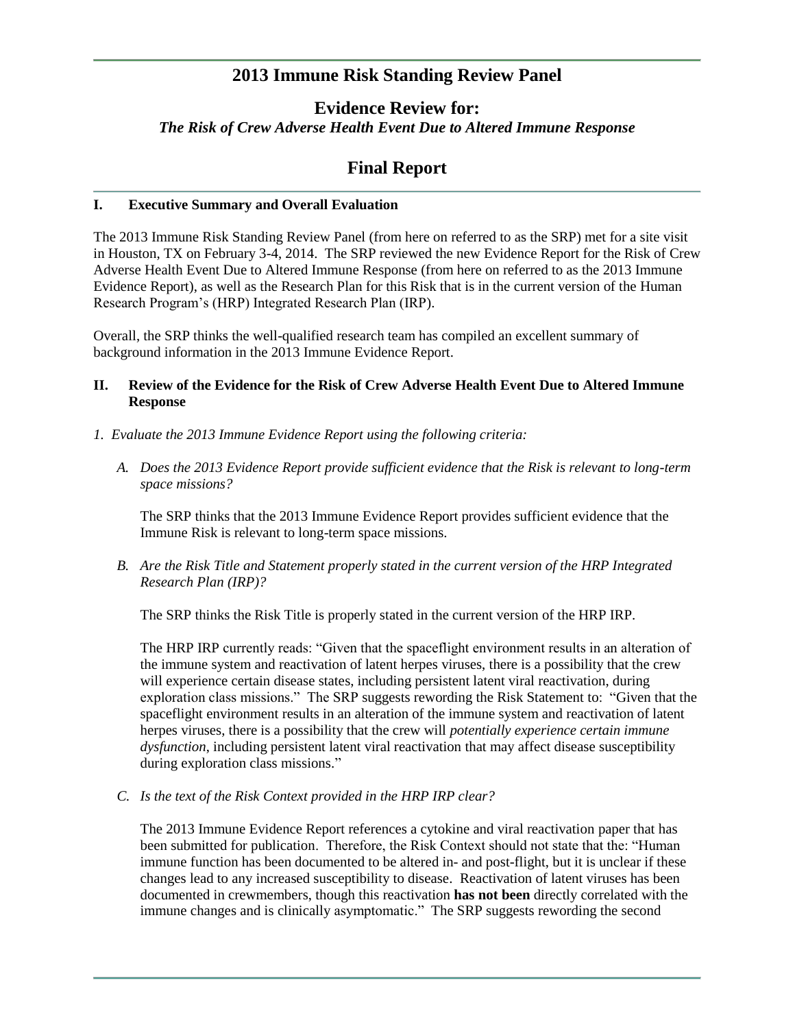# 2013 Immune Risk Standing Review Panel

## Evidence Review for:

### *The Risk of Crew Adverse Health Event Due to Altered Immune Response*

# Final Report

## I. Executive Summary and Overall Evaluation

The 2013 Immune Risk Standing Review Panel (from here on referred to as the SRP) met for a site visit in Houston, TX on February 3-4, 2014. The SRP reviewed the new Evidence Report for the Risk of Crew Adverse Health Event Due to Altered Immune Response (from here on referred to as the 2013 Immune Evidence Report), as well as the Research Plan for this Risk that is in the current version of the Human Research Program's (HRP) Integrated Research Plan (IRP).

Overall, the SRP thinks the well-qualified research team has compiled an excellent summary of background information in the 2013 Immune Evidence Report.

## II. Review of the Evidence for the Risk of Crew Adverse Health Event Due to Altered Immune Response

*1. Evaluate the 2013 Immune Evidence Report using the following criteria:*

*A. Does the 2013 Evidence Report provide sufficient evidence that the Risk is relevant to long-term space missions?*

The SRP thinks that the 2013 Immune Evidence Report provides sufficient evidence that the Immune Risk is relevant to long-term space missions.

*B. Are the Risk Title and Statement properly stated in the current version of the HRP Integrated Research Plan (IRP)?*

The SRP thinks the Risk Title is properly stated in the current version of the HRP IRP.

The HRP IRP currently reads: "Given that the spaceflight environment results in an alteration of the immune system and reactivation of latent herpes viruses, there is a possibility that the crew will experience certain disease states, including persistent latent viral reactivation, during exploration class missions." The SRP suggests rewording the Risk Statement to: "Given that the spaceflight environment results in an alteration of the immune system and reactivation of latent herpes viruses, there is a possibility that the crew will *potentially experience certain immune dysfunction*, including persistent latent viral reactivation that may affect disease susceptibility during exploration class missions."

*C. Is the text of the Risk Context provided in the HRP IRP clear?*

The 2013 Immune Evidence Report references a cytokine and viral reactivation paper that has been submitted for publication. Therefore, the Risk Context should not state that the: "Human immune function has been documented to be altered in- and post-flight, but it is unclear if these changes lead to any increased susceptibility to disease. Reactivation of latent viruses has been documented in crewmembers, though this reactivation **has not been** directly correlated with the immune changes and is clinically asymptomatic." The SRP suggests rewording the second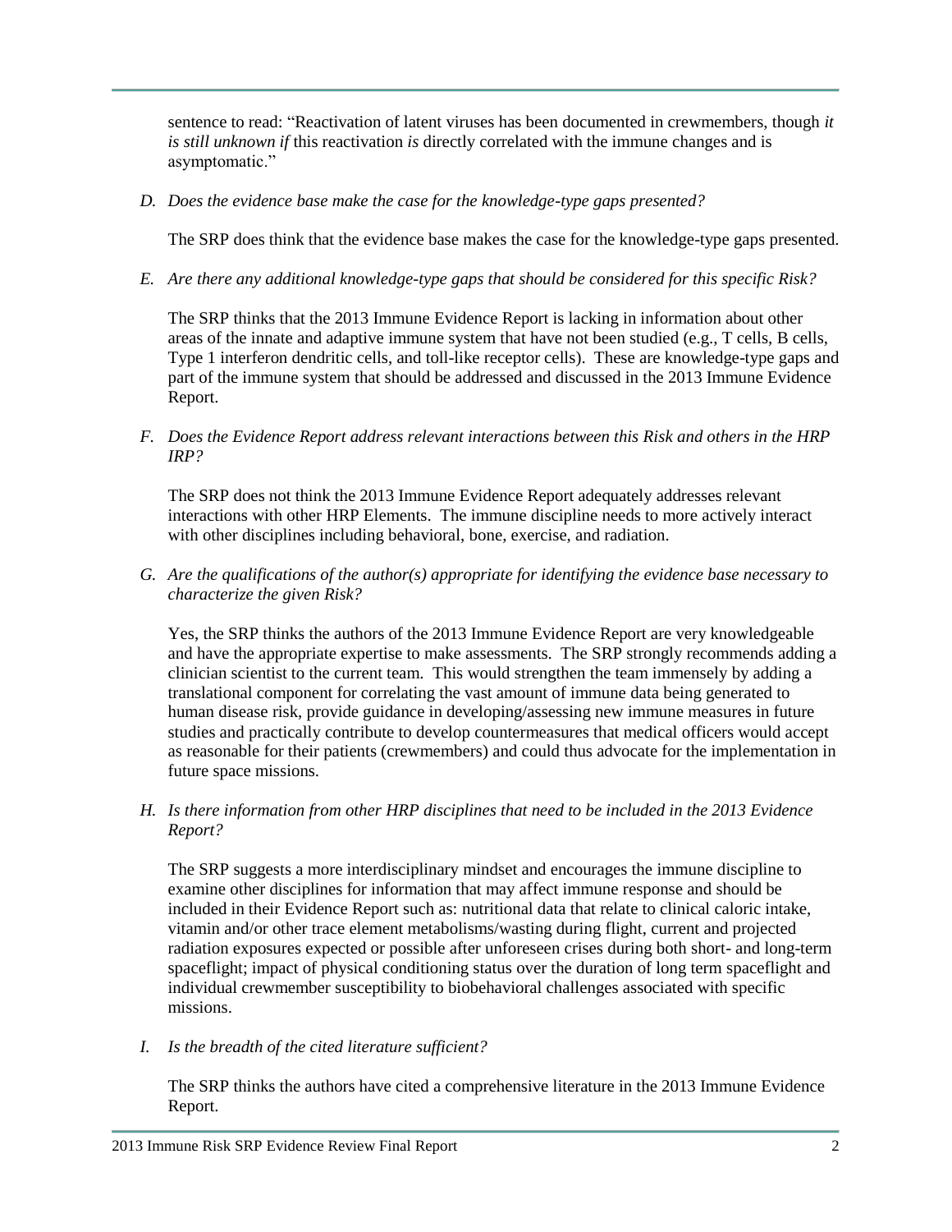sentence to read: "Reactivation of latent viruses has been documented in crewmembers, though *it is still unknown if* this reactivation *is* directly correlated with the immune changes and is asymptomatic."

*D. Does the evidence base make the case for the knowledge-type gaps presented?*

The SRP does think that the evidence base makes the case for the knowledge-type gaps presented.

*E. Are there any additional knowledge-type gaps that should be considered for this specific Risk?*

The SRP thinks that the 2013 Immune Evidence Report is lacking in information about other areas of the innate and adaptive immune system that have not been studied (e.g., T cells, B cells, Type 1 interferon dendritic cells, and toll-like receptor cells). These are knowledge-type gaps and part of the immune system that should be addressed and discussed in the 2013 Immune Evidence Report.

*F. Does the Evidence Report address relevant interactions between this Risk and others in the HRP IRP?*

The SRP does not think the 2013 Immune Evidence Report adequately addresses relevant interactions with other HRP Elements. The immune discipline needs to more actively interact with other disciplines including behavioral, bone, exercise, and radiation.

*G. Are the qualifications of the author(s) appropriate for identifying the evidence base necessary to characterize the given Risk?*

Yes, the SRP thinks the authors of the 2013 Immune Evidence Report are very knowledgeable and have the appropriate expertise to make assessments. The SRP strongly recommends adding a clinician scientist to the current team. This would strengthen the team immensely by adding a translational component for correlating the vast amount of immune data being generated to human disease risk, provide guidance in developing/assessing new immune measures in future studies and practically contribute to develop countermeasures that medical officers would accept as reasonable for their patients (crewmembers) and could thus advocate for the implementation in future space missions.

*H. Is there information from other HRP disciplines that need to be included in the 2013 Evidence Report?*

The SRP suggests a more interdisciplinary mindset and encourages the immune discipline to examine other disciplines for information that may affect immune response and should be included in their Evidence Report such as: nutritional data that relate to clinical caloric intake, vitamin and/or other trace element metabolisms/wasting during flight, current and projected radiation exposures expected or possible after unforeseen crises during both short- and long-term spaceflight; impact of physical conditioning status over the duration of long term spaceflight and individual crewmember susceptibility to biobehavioral challenges associated with specific missions.

*I. Is the breadth of the cited literature sufficient?*

The SRP thinks the authors have cited a comprehensive literature in the 2013 Immune Evidence Report.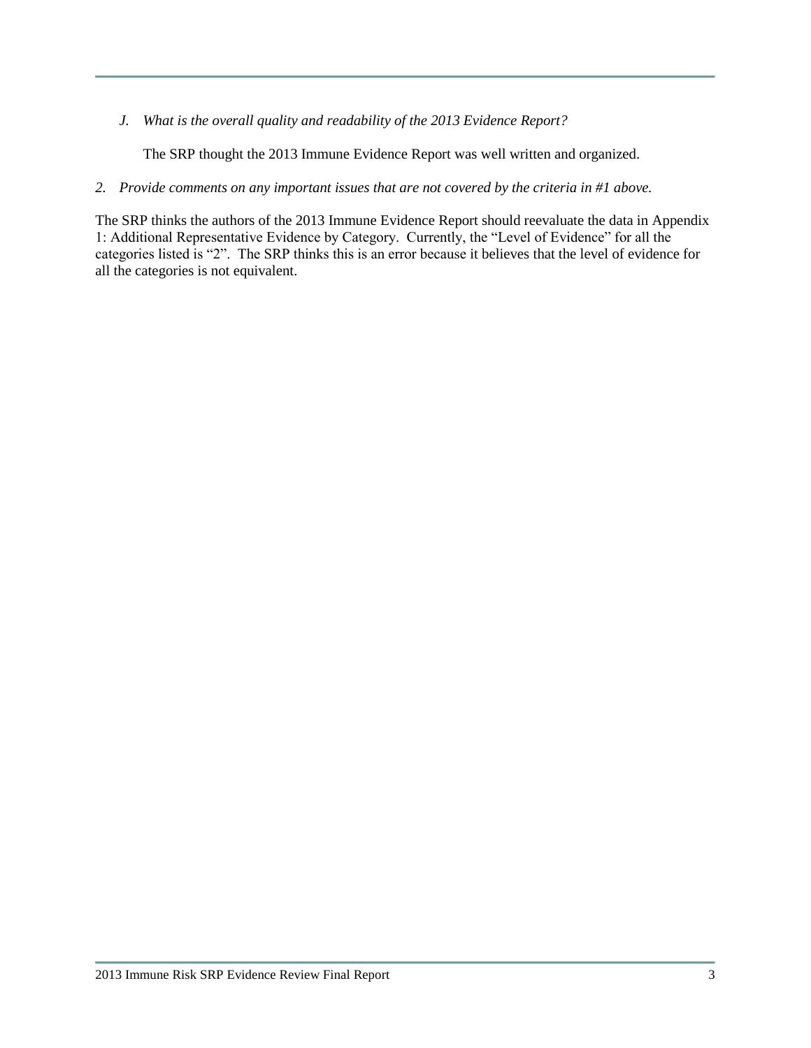*J. What is the overall quality and readability of the 2013 Evidence Report?*

The SRP thought the 2013 Immune Evidence Report was well written and organized.

*2. Provide comments on any important issues that are not covered by the criteria in #1 above.*

The SRP thinks the authors of the 2013 Immune Evidence Report should reevaluate the data in Appendix 1: Additional Representative Evidence by Category. Currently, the "Level of Evidence" for all the categories listed is "2". The SRP thinks this is an error because it believes that the level of evidence for all the categories is not equivalent.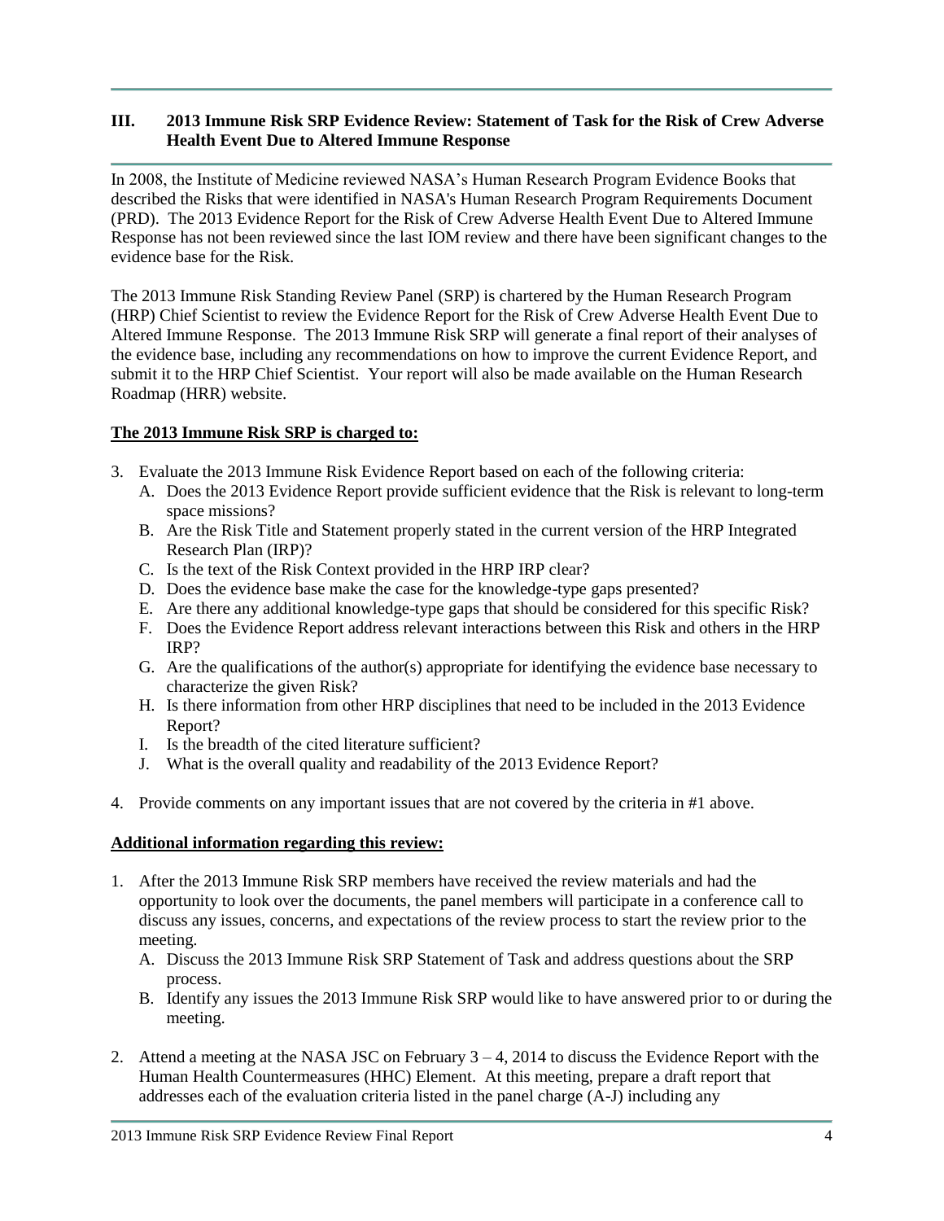## III. 2013 Immune Risk SRP Evidence Review: Statement of Task for the Risk of Crew Adverse Health Event Due to Altered Immune Response

In 2008, the Institute of Medicine reviewed NASA's Human Research Program Evidence Books that described the Risks that were identified in NASA's Human Research Program Requirements Document (PRD). The 2013 Evidence Report for the Risk of Crew Adverse Health Event Due to Altered Immune Response has not been reviewed since the last IOM review and there have been significant changes to the evidence base for the Risk.

The 2013 Immune Risk Standing Review Panel (SRP) is chartered by the Human Research Program (HRP) Chief Scientist to review the Evidence Report for the Risk of Crew Adverse Health Event Due to Altered Immune Response. The 2013 Immune Risk SRP will generate a final report of their analyses of the evidence base, including any recommendations on how to improve the current Evidence Report, and submit it to the HRP Chief Scientist. Your report will also be made available on the Human Research Roadmap (HRR) website.

**The 2013 Immune Risk SRP is charged to:**

3. Evaluate the 2013 Immune Risk Evidence Report based on each of the following criteria:
   A. Does the 2013 Evidence Report provide sufficient evidence that the Risk is relevant to long-term space missions?
   B. Are the Risk Title and Statement properly stated in the current version of the HRP Integrated Research Plan (IRP)?
   C. Is the text of the Risk Context provided in the HRP IRP clear?
   D. Does the evidence base make the case for the knowledge-type gaps presented?
   E. Are there any additional knowledge-type gaps that should be considered for this specific Risk?
   F. Does the Evidence Report address relevant interactions between this Risk and others in the HRP IRP?
   G. Are the qualifications of the author(s) appropriate for identifying the evidence base necessary to characterize the given Risk?
   H. Is there information from other HRP disciplines that need to be included in the 2013 Evidence Report?
   I. Is the breadth of the cited literature sufficient?
   J. What is the overall quality and readability of the 2013 Evidence Report?

4. Provide comments on any important issues that are not covered by the criteria in #1 above.

**Additional information regarding this review:**

1. After the 2013 Immune Risk SRP members have received the review materials and had the opportunity to look over the documents, the panel members will participate in a conference call to discuss any issues, concerns, and expectations of the review process to start the review prior to the meeting.
   A. Discuss the 2013 Immune Risk SRP Statement of Task and address questions about the SRP process.
   B. Identify any issues the 2013 Immune Risk SRP would like to have answered prior to or during the meeting.

2. Attend a meeting at the NASA JSC on February 3 – 4, 2014 to discuss the Evidence Report with the Human Health Countermeasures (HHC) Element. At this meeting, prepare a draft report that addresses each of the evaluation criteria listed in the panel charge (A-J) including any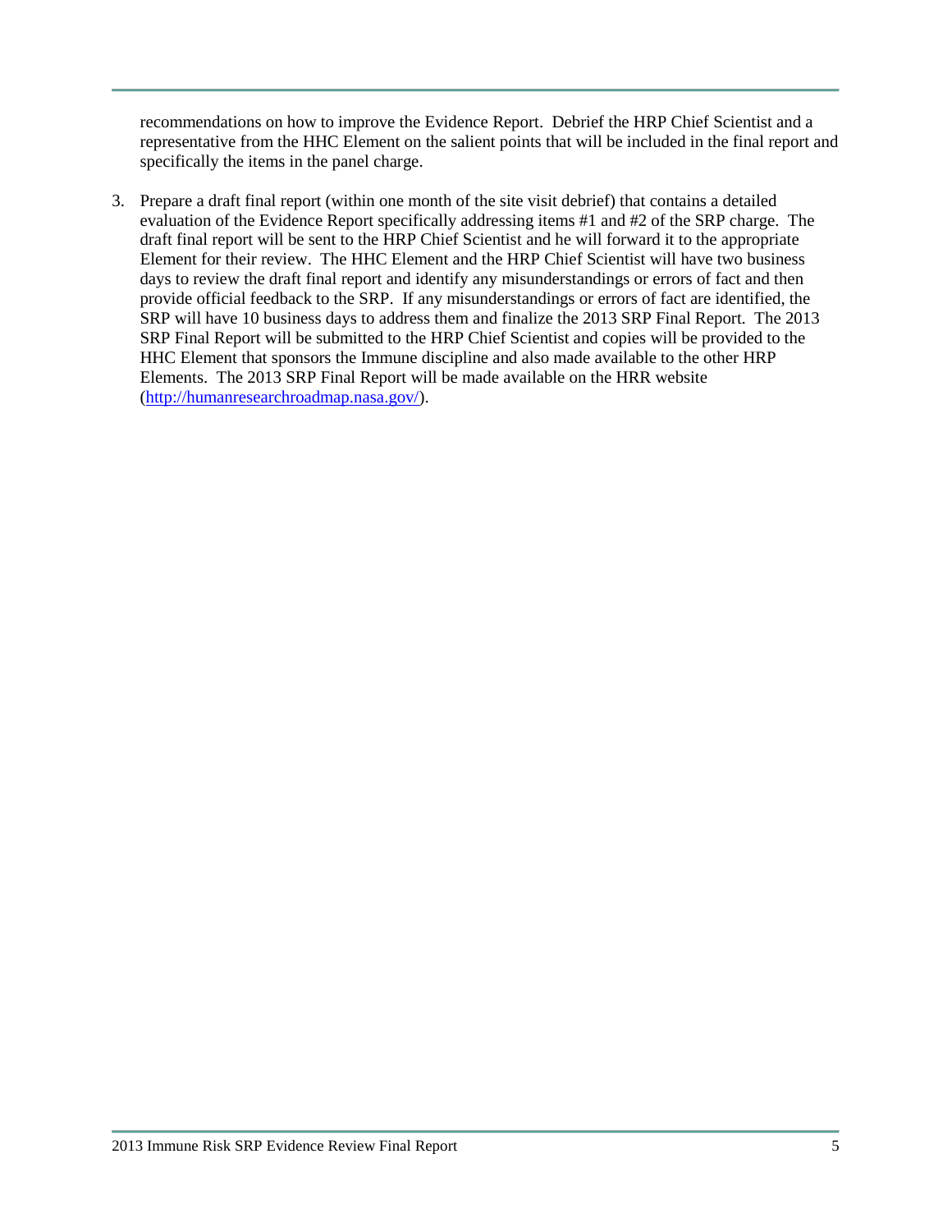recommendations on how to improve the Evidence Report. Debrief the HRP Chief Scientist and a representative from the HHC Element on the salient points that will be included in the final report and specifically the items in the panel charge.

3. Prepare a draft final report (within one month of the site visit debrief) that contains a detailed evaluation of the Evidence Report specifically addressing items #1 and #2 of the SRP charge. The draft final report will be sent to the HRP Chief Scientist and he will forward it to the appropriate Element for their review. The HHC Element and the HRP Chief Scientist will have two business days to review the draft final report and identify any misunderstandings or errors of fact and then provide official feedback to the SRP. If any misunderstandings or errors of fact are identified, the SRP will have 10 business days to address them and finalize the 2013 SRP Final Report. The 2013 SRP Final Report will be submitted to the HRP Chief Scientist and copies will be provided to the HHC Element that sponsors the Immune discipline and also made available to the other HRP Elements. The 2013 SRP Final Report will be made available on the HRR website (http://humanresearchroadmap.nasa.gov/).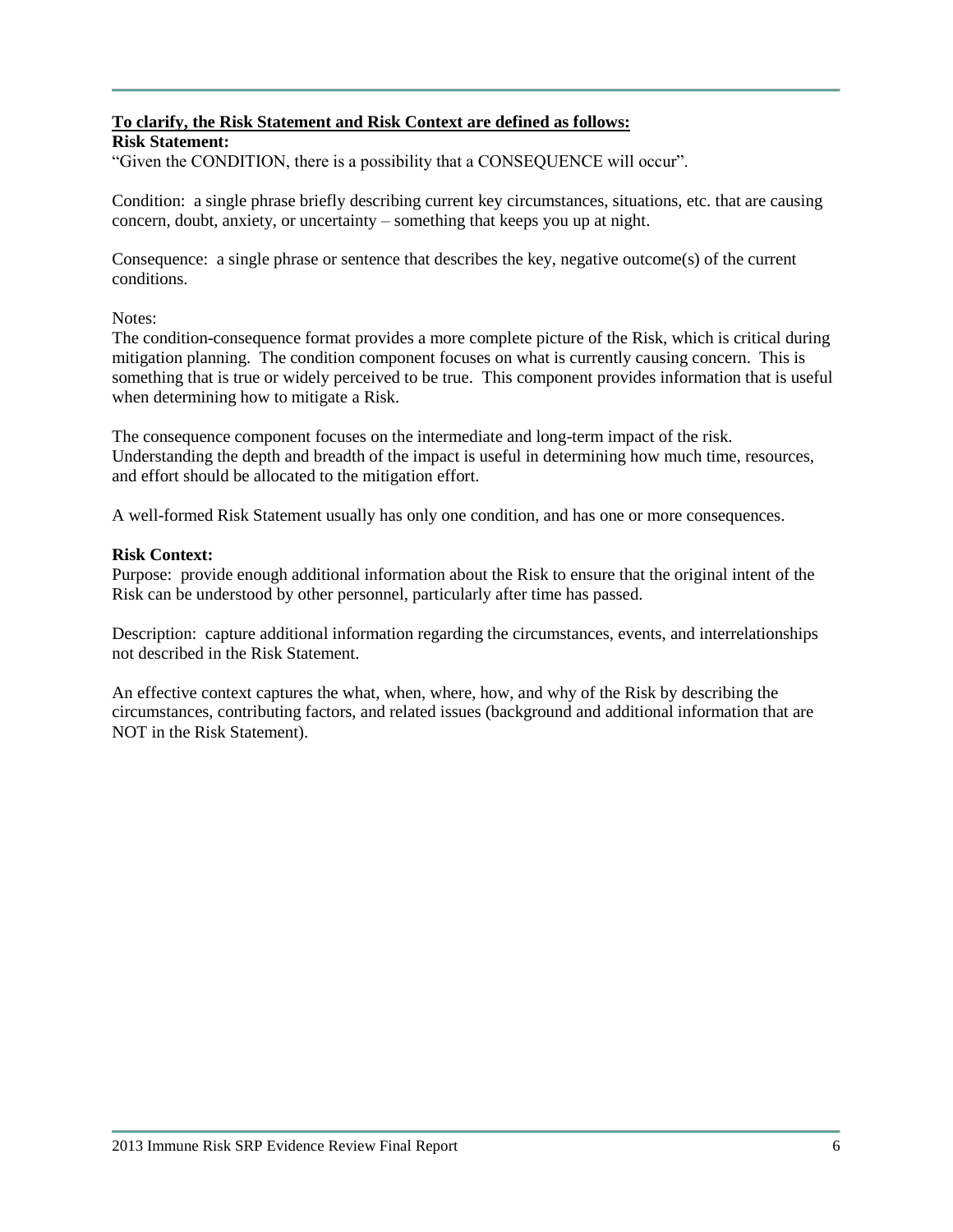**To clarify, the Risk Statement and Risk Context are defined as follows:**

**Risk Statement:**

"Given the CONDITION, there is a possibility that a CONSEQUENCE will occur".

Condition: a single phrase briefly describing current key circumstances, situations, etc. that are causing concern, doubt, anxiety, or uncertainty – something that keeps you up at night.

Consequence: a single phrase or sentence that describes the key, negative outcome(s) of the current conditions.

Notes:

The condition-consequence format provides a more complete picture of the Risk, which is critical during mitigation planning. The condition component focuses on what is currently causing concern. This is something that is true or widely perceived to be true. This component provides information that is useful when determining how to mitigate a Risk.

The consequence component focuses on the intermediate and long-term impact of the risk. Understanding the depth and breadth of the impact is useful in determining how much time, resources, and effort should be allocated to the mitigation effort.

A well-formed Risk Statement usually has only one condition, and has one or more consequences.

**Risk Context:**

Purpose: provide enough additional information about the Risk to ensure that the original intent of the Risk can be understood by other personnel, particularly after time has passed.

Description: capture additional information regarding the circumstances, events, and interrelationships not described in the Risk Statement.

An effective context captures the what, when, where, how, and why of the Risk by describing the circumstances, contributing factors, and related issues (background and additional information that are NOT in the Risk Statement).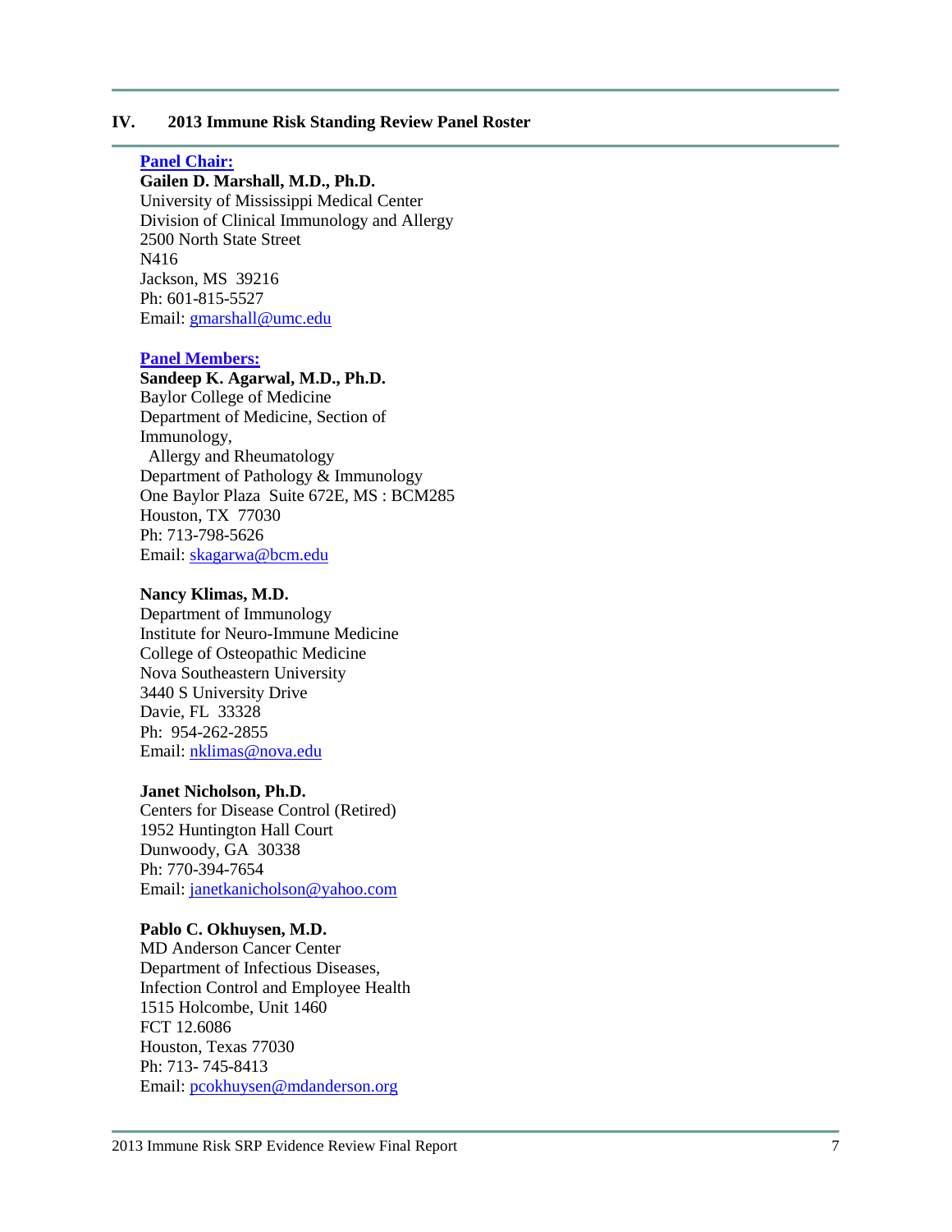## IV. 2013 Immune Risk Standing Review Panel Roster

**Panel Chair:**

**Gailen D. Marshall, M.D., Ph.D.**
University of Mississippi Medical Center
Division of Clinical Immunology and Allergy
2500 North State Street
N416
Jackson, MS 39216
Ph: 601-815-5527
Email: gmarshall@umc.edu

**Panel Members:**

**Sandeep K. Agarwal, M.D., Ph.D.**
Baylor College of Medicine
Department of Medicine, Section of Immunology,
Allergy and Rheumatology
Department of Pathology & Immunology
One Baylor Plaza Suite 672E, MS : BCM285
Houston, TX 77030
Ph: 713-798-5626
Email: skagarwa@bcm.edu

**Nancy Klimas, M.D.**
Department of Immunology
Institute for Neuro-Immune Medicine
College of Osteopathic Medicine
Nova Southeastern University
3440 S University Drive
Davie, FL 33328
Ph: 954-262-2855
Email: nklimas@nova.edu

**Janet Nicholson, Ph.D.**
Centers for Disease Control (Retired)
1952 Huntington Hall Court
Dunwoody, GA 30338
Ph: 770-394-7654
Email: janetkanicholson@yahoo.com

**Pablo C. Okhuysen, M.D.**
MD Anderson Cancer Center
Department of Infectious Diseases,
Infection Control and Employee Health
1515 Holcombe, Unit 1460
FCT 12.6086
Houston, Texas 77030
Ph: 713- 745-8413
Email: pcokhuysen@mdanderson.org